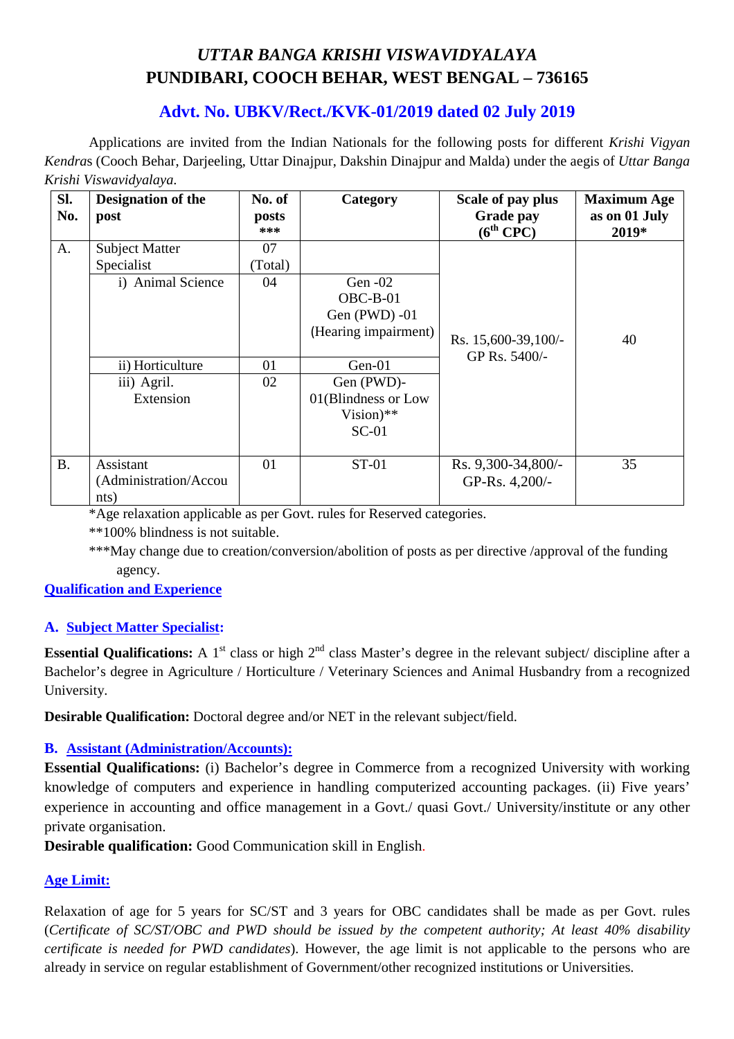# *UTTAR BANGA KRISHI VISWAVIDYALAYA*
# PUNDIBARI, COOCH BEHAR, WEST BENGAL – 736165

## Advt. No. UBKV/Rect./KVK-01/2019 dated 02 July 2019

Applications are invited from the Indian Nationals for the following posts for different *Krishi Vigyan Kendra*s (Cooch Behar, Darjeeling, Uttar Dinajpur, Dakshin Dinajpur and Malda) under the aegis of *Uttar Banga Krishi Viswavidyalaya.*

| Sl. No. | Designation of the post | No. of posts *** | Category | Scale of pay plus Grade pay (6th CPC) | Maximum Age as on 01 July 2019* |
|---|---|---|---|---|---|
| A. | Subject Matter Specialist | 07 (Total) | | Rs. 15,600-39,100/- GP Rs. 5400/- | 40 |
| | i) Animal Science | 04 | Gen -02 OBC-B-01 Gen (PWD) -01 (Hearing impairment) | | |
| | ii) Horticulture | 01 | Gen-01 | | |
| | iii) Agril. Extension | 02 | Gen (PWD)-01(Blindness or Low Vision)** SC-01 | | |
| B. | Assistant (Administration/Accounts) | 01 | ST-01 | Rs. 9,300-34,800/- GP-Rs. 4,200/- | 35 |

*Age relaxation applicable as per Govt. rules for Reserved categories.

**100% blindness is not suitable.

***May change due to creation/conversion/abolition of posts as per directive /approval of the funding agency.

**Qualification and Experience**

**A. Subject Matter Specialist:**

**Essential Qualifications:** A 1st class or high 2nd class Master's degree in the relevant subject/ discipline after a Bachelor's degree in Agriculture / Horticulture / Veterinary Sciences and Animal Husbandry from a recognized University.

**Desirable Qualification:** Doctoral degree and/or NET in the relevant subject/field.

**B. Assistant (Administration/Accounts):**

**Essential Qualifications:** (i) Bachelor's degree in Commerce from a recognized University with working knowledge of computers and experience in handling computerized accounting packages. (ii) Five years' experience in accounting and office management in a Govt./ quasi Govt./ University/institute or any other private organisation.

**Desirable qualification:** Good Communication skill in English.

**Age Limit:**

Relaxation of age for 5 years for SC/ST and 3 years for OBC candidates shall be made as per Govt. rules (*Certificate of SC/ST/OBC and PWD should be issued by the competent authority; At least 40% disability certificate is needed for PWD candidates*). However, the age limit is not applicable to the persons who are already in service on regular establishment of Government/other recognized institutions or Universities.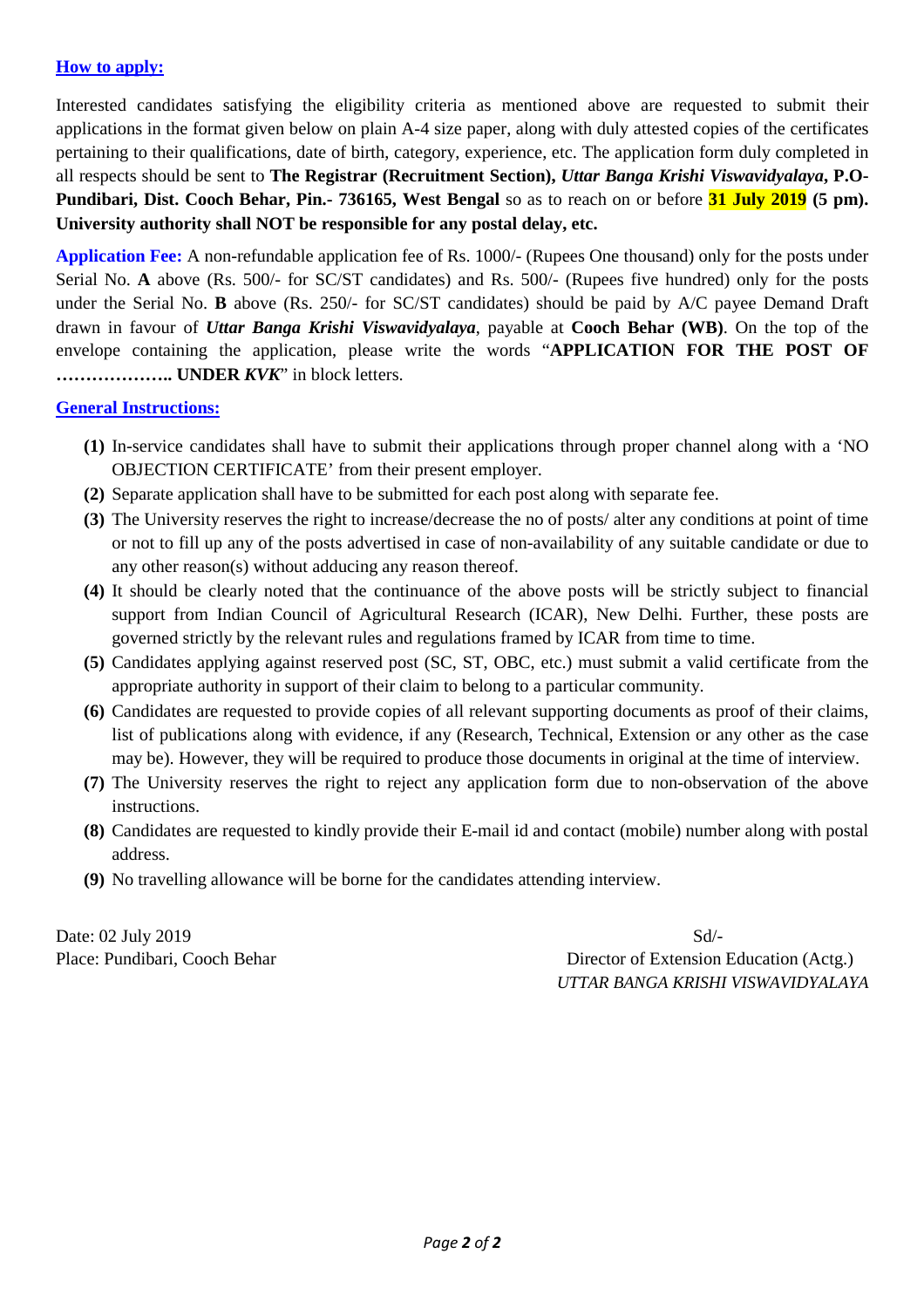**How to apply:**

Interested candidates satisfying the eligibility criteria as mentioned above are requested to submit their applications in the format given below on plain A-4 size paper, along with duly attested copies of the certificates pertaining to their qualifications, date of birth, category, experience, etc. The application form duly completed in all respects should be sent to **The Registrar (Recruitment Section), *Uttar Banga Krishi Viswavidyalaya*, P.O-Pundibari, Dist. Cooch Behar, Pin.- 736165, West Bengal** so as to reach on or before **31 July 2019 (5 pm). University authority shall NOT be responsible for any postal delay, etc.**

**Application Fee:** A non-refundable application fee of Rs. 1000/- (Rupees One thousand) only for the posts under Serial No. **A** above (Rs. 500/- for SC/ST candidates) and Rs. 500/- (Rupees five hundred) only for the posts under the Serial No. **B** above (Rs. 250/- for SC/ST candidates) should be paid by A/C payee Demand Draft drawn in favour of ***Uttar Banga Krishi Viswavidyalaya***, payable at **Cooch Behar (WB)**. On the top of the envelope containing the application, please write the words "**APPLICATION FOR THE POST OF ……………….. UNDER *KVK***" in block letters.

**General Instructions:**

**(1)** In-service candidates shall have to submit their applications through proper channel along with a 'NO OBJECTION CERTIFICATE' from their present employer.

**(2)** Separate application shall have to be submitted for each post along with separate fee.

**(3)** The University reserves the right to increase/decrease the no of posts/ alter any conditions at point of time or not to fill up any of the posts advertised in case of non-availability of any suitable candidate or due to any other reason(s) without adducing any reason thereof.

**(4)** It should be clearly noted that the continuance of the above posts will be strictly subject to financial support from Indian Council of Agricultural Research (ICAR), New Delhi. Further, these posts are governed strictly by the relevant rules and regulations framed by ICAR from time to time.

**(5)** Candidates applying against reserved post (SC, ST, OBC, etc.) must submit a valid certificate from the appropriate authority in support of their claim to belong to a particular community.

**(6)** Candidates are requested to provide copies of all relevant supporting documents as proof of their claims, list of publications along with evidence, if any (Research, Technical, Extension or any other as the case may be). However, they will be required to produce those documents in original at the time of interview.

**(7)** The University reserves the right to reject any application form due to non-observation of the above instructions.

**(8)** Candidates are requested to kindly provide their E-mail id and contact (mobile) number along with postal address.

**(9)** No travelling allowance will be borne for the candidates attending interview.

Date: 02 July 2019
Place: Pundibari, Cooch Behar

Sd/-
Director of Extension Education (Actg.)
*UTTAR BANGA KRISHI VISWAVIDYALAYA*